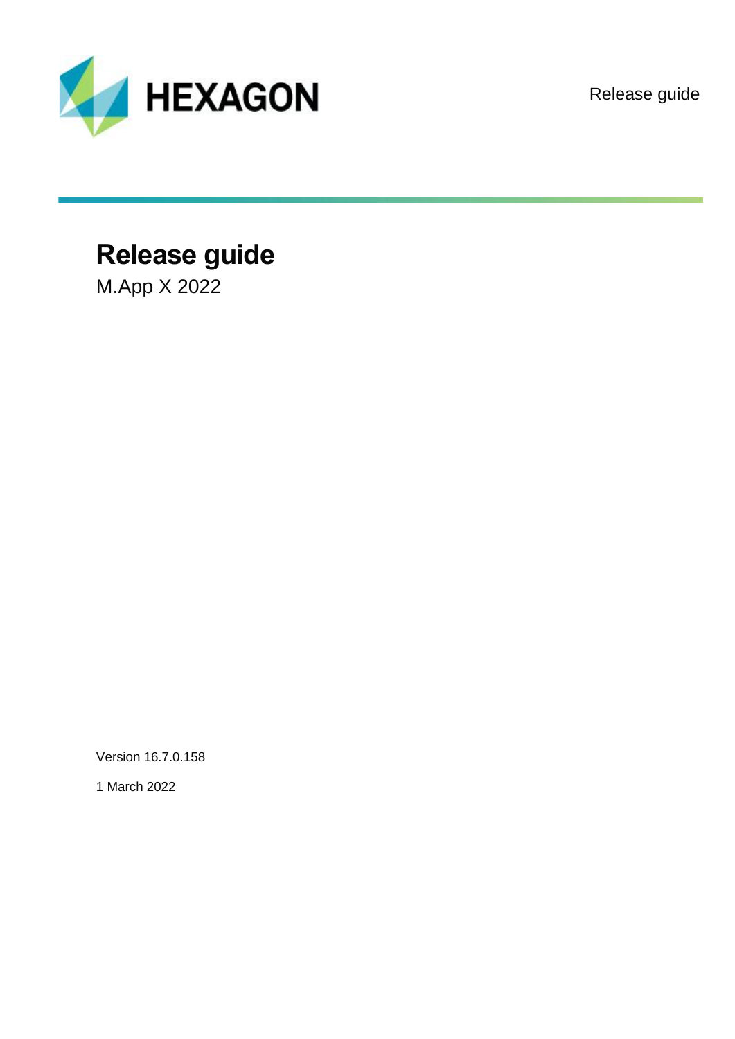# Release guide

M.App X 2022

Version 16.7.0.158

1 March 2022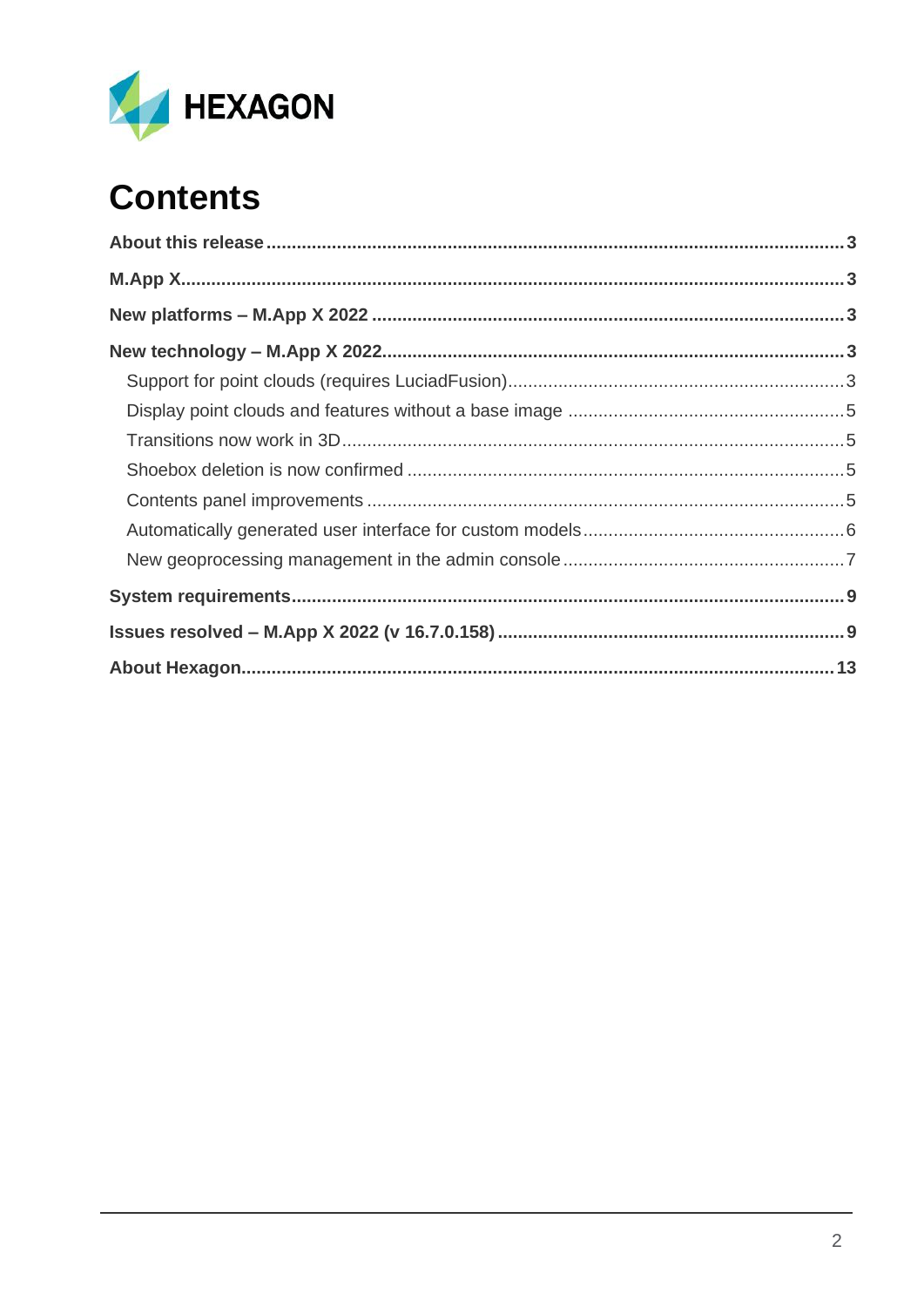# Contents

- **About this release** ... 3
- **M.App X** ... 3
- **New platforms – M.App X 2022** ... 3
- **New technology – M.App X 2022** ... 3
  - Support for point clouds (requires LuciadFusion) ... 3
  - Display point clouds and features without a base image ... 5
  - Transitions now work in 3D ... 5
  - Shoebox deletion is now confirmed ... 5
  - Contents panel improvements ... 5
  - Automatically generated user interface for custom models ... 6
  - New geoprocessing management in the admin console ... 7
- **System requirements** ... 9
- **Issues resolved – M.App X 2022 (v 16.7.0.158)** ... 9
- **About Hexagon** ... 13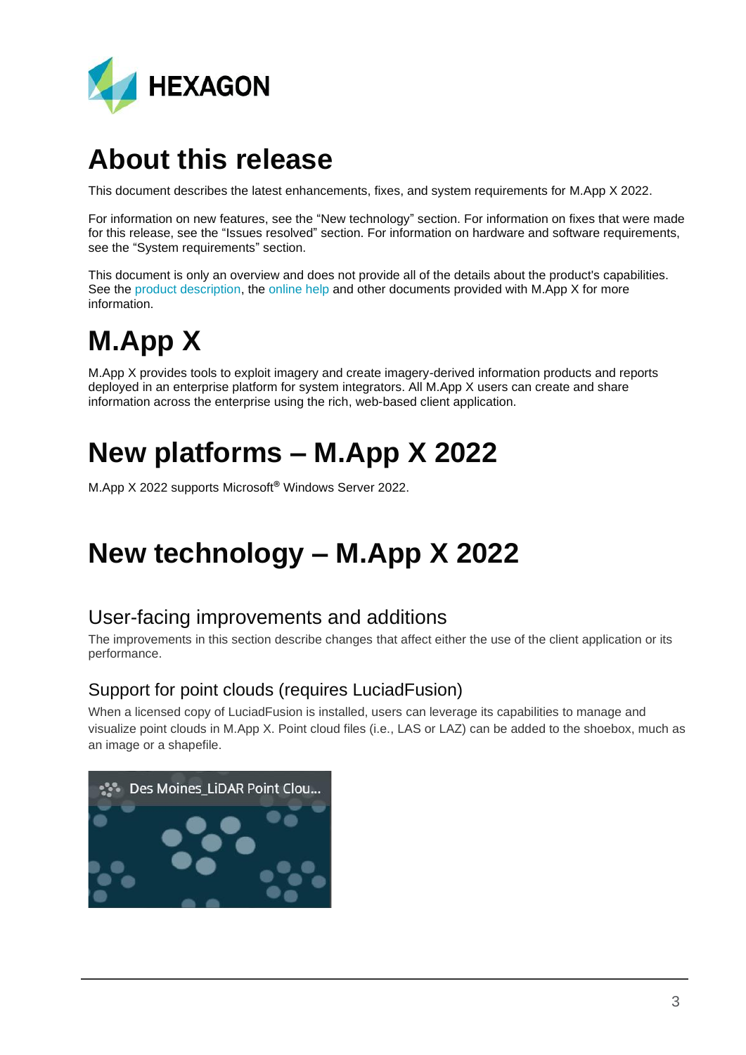# About this release

This document describes the latest enhancements, fixes, and system requirements for M.App X 2022.

For information on new features, see the "New technology" section. For information on fixes that were made for this release, see the "Issues resolved" section. For information on hardware and software requirements, see the "System requirements" section.

This document is only an overview and does not provide all of the details about the product's capabilities. See the product description, the online help and other documents provided with M.App X for more information.

# M.App X

M.App X provides tools to exploit imagery and create imagery-derived information products and reports deployed in an enterprise platform for system integrators. All M.App X users can create and share information across the enterprise using the rich, web-based client application.

# New platforms – M.App X 2022

M.App X 2022 supports Microsoft® Windows Server 2022.

# New technology – M.App X 2022

## User-facing improvements and additions

The improvements in this section describe changes that affect either the use of the client application or its performance.

### Support for point clouds (requires LuciadFusion)

When a licensed copy of LuciadFusion is installed, users can leverage its capabilities to manage and visualize point clouds in M.App X. Point cloud files (i.e., LAS or LAZ) can be added to the shoebox, much as an image or a shapefile.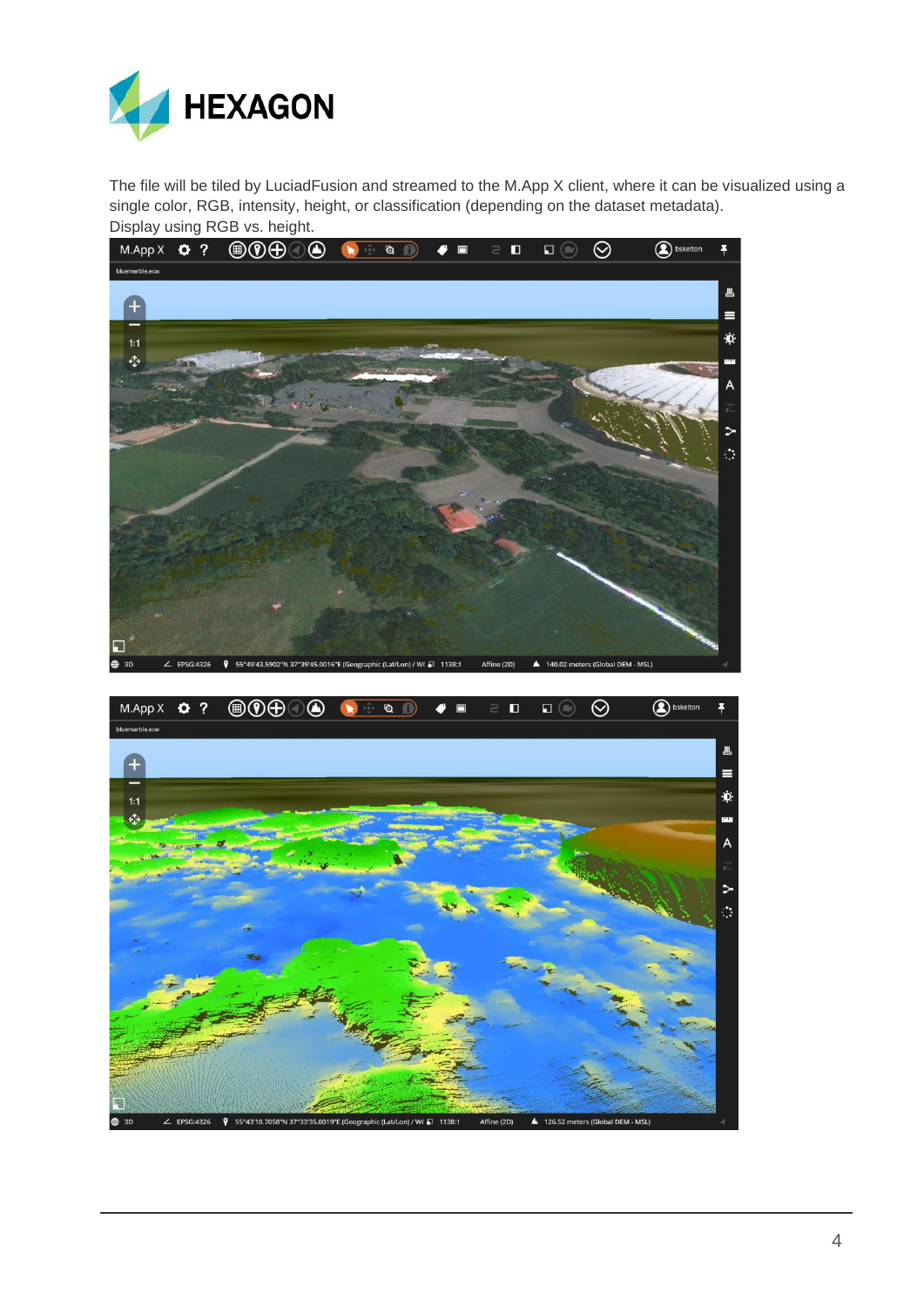The file will be tiled by LuciadFusion and streamed to the M.App X client, where it can be visualized using a single color, RGB, intensity, height, or classification (depending on the dataset metadata).

Display using RGB vs. height.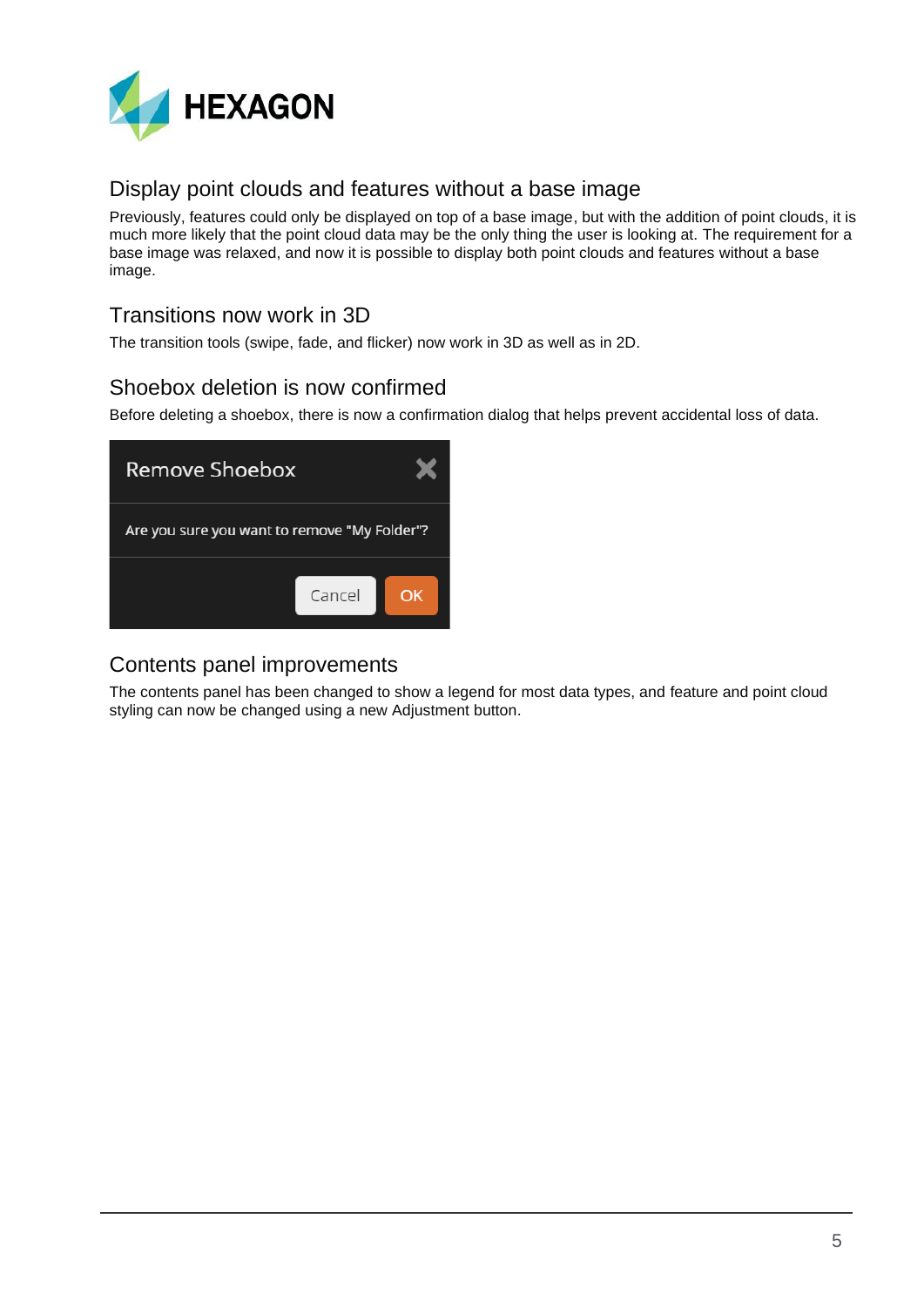## Display point clouds and features without a base image

Previously, features could only be displayed on top of a base image, but with the addition of point clouds, it is much more likely that the point cloud data may be the only thing the user is looking at. The requirement for a base image was relaxed, and now it is possible to display both point clouds and features without a base image.

## Transitions now work in 3D

The transition tools (swipe, fade, and flicker) now work in 3D as well as in 2D.

## Shoebox deletion is now confirmed

Before deleting a shoebox, there is now a confirmation dialog that helps prevent accidental loss of data.

## Contents panel improvements

The contents panel has been changed to show a legend for most data types, and feature and point cloud styling can now be changed using a new Adjustment button.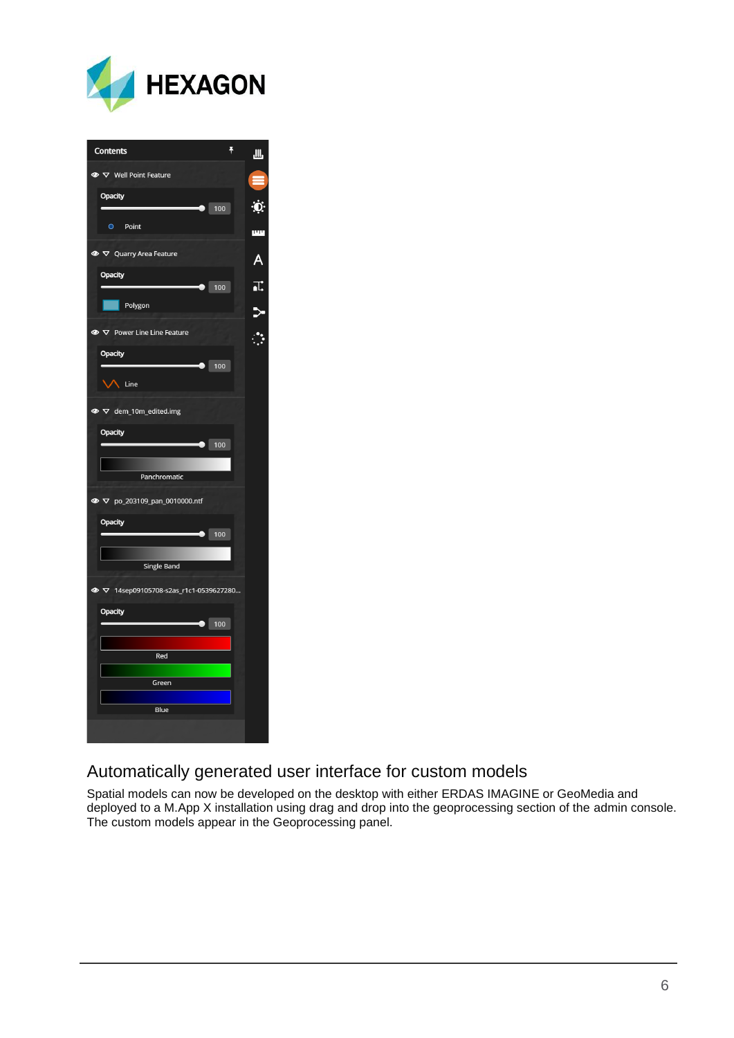## Automatically generated user interface for custom models

Spatial models can now be developed on the desktop with either ERDAS IMAGINE or GeoMedia and deployed to a M.App X installation using drag and drop into the geoprocessing section of the admin console. The custom models appear in the Geoprocessing panel.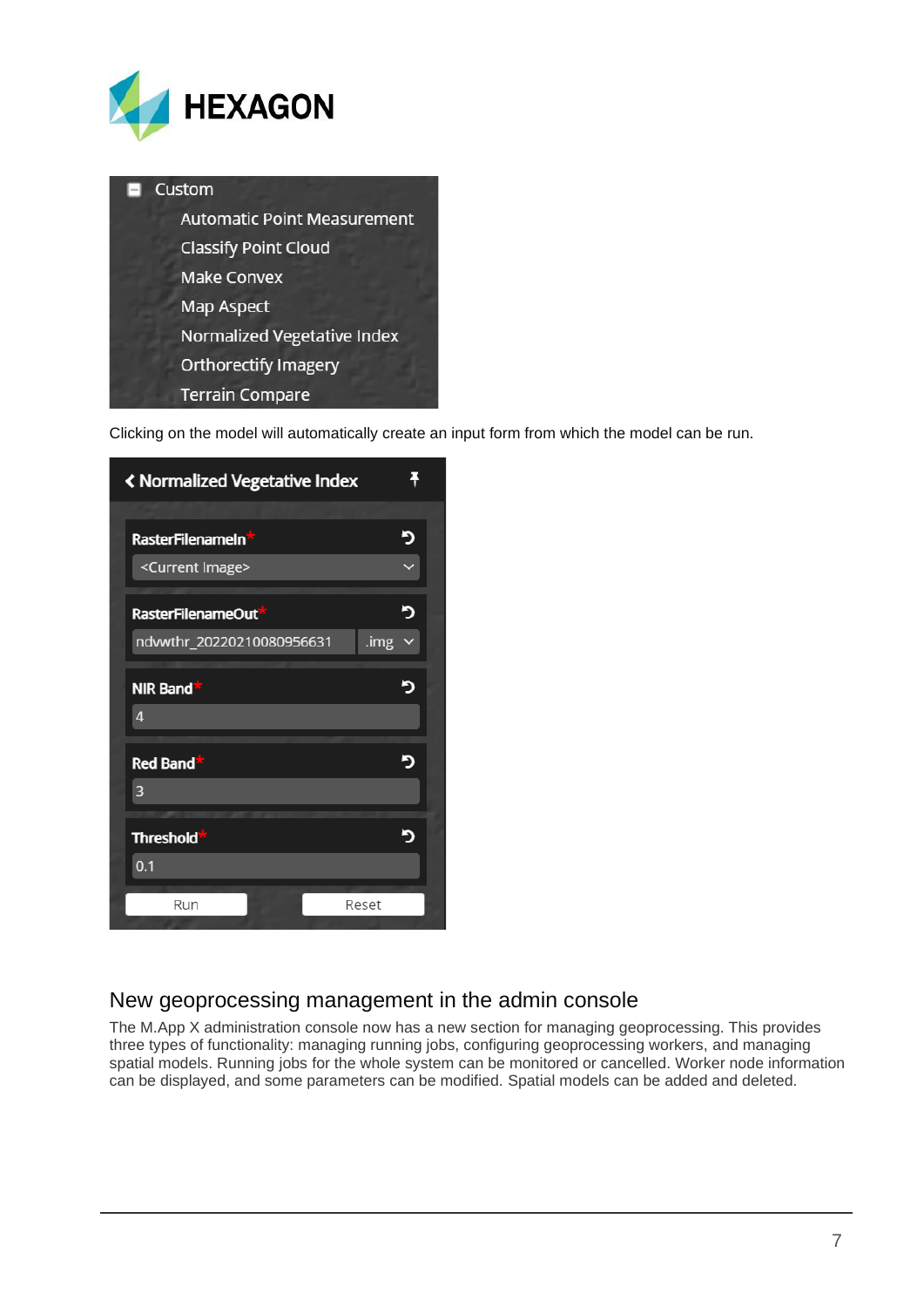Clicking on the model will automatically create an input form from which the model can be run.

## New geoprocessing management in the admin console

The M.App X administration console now has a new section for managing geoprocessing. This provides three types of functionality: managing running jobs, configuring geoprocessing workers, and managing spatial models. Running jobs for the whole system can be monitored or cancelled. Worker node information can be displayed, and some parameters can be modified. Spatial models can be added and deleted.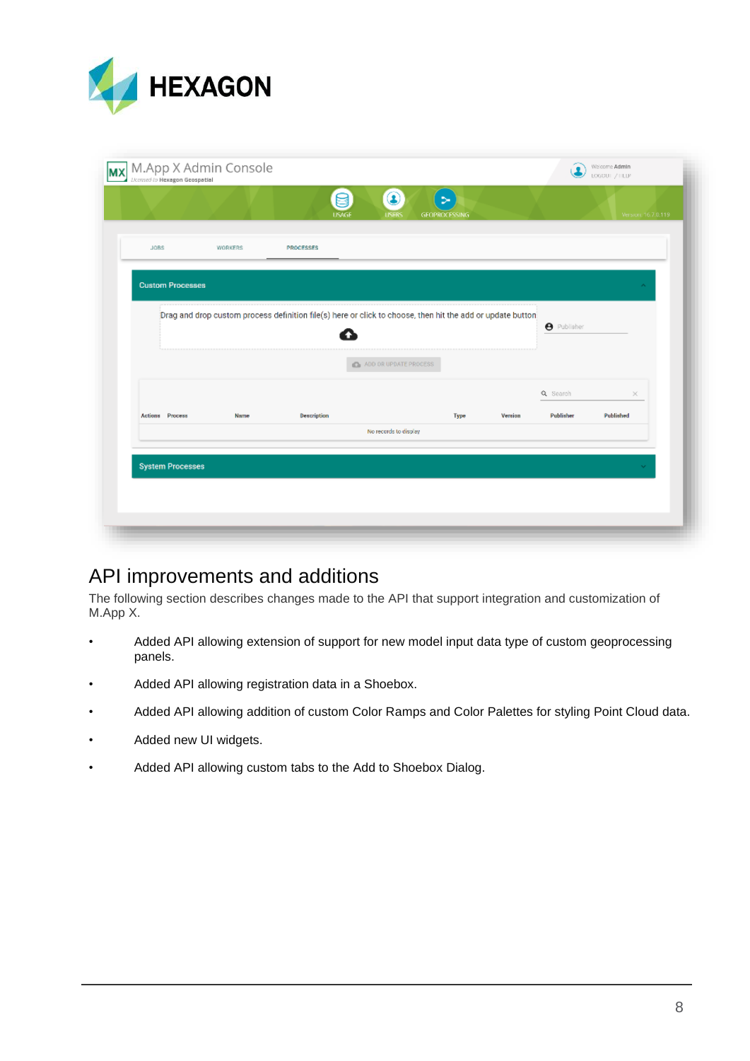## API improvements and additions

The following section describes changes made to the API that support integration and customization of M.App X.

- Added API allowing extension of support for new model input data type of custom geoprocessing panels.
- Added API allowing registration data in a Shoebox.
- Added API allowing addition of custom Color Ramps and Color Palettes for styling Point Cloud data.
- Added new UI widgets.
- Added API allowing custom tabs to the Add to Shoebox Dialog.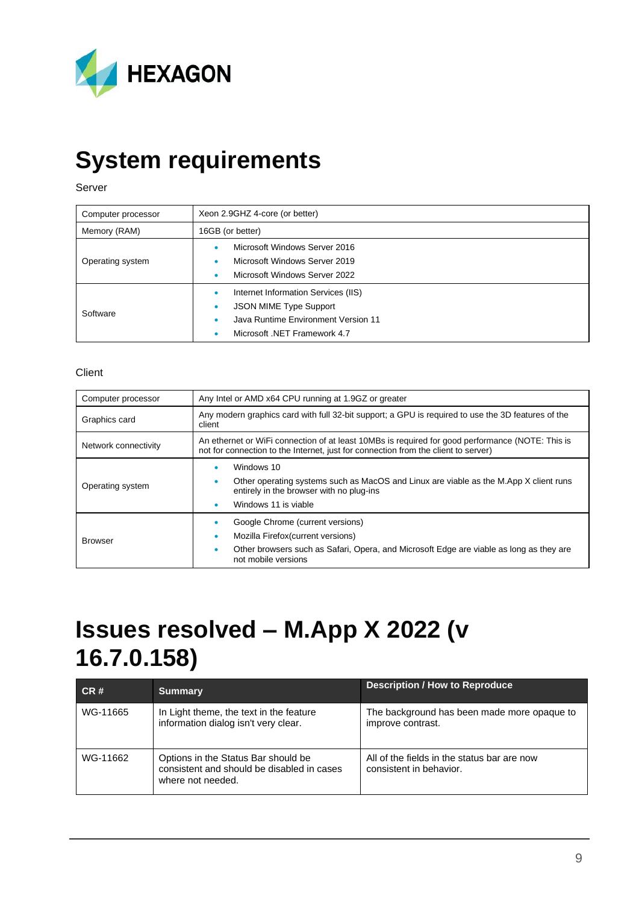# System requirements

Server

| | |
|---|---|
| Computer processor | Xeon 2.9GHZ 4-core (or better) |
| Memory (RAM) | 16GB (or better) |
| Operating system | • Microsoft Windows Server 2016<br>• Microsoft Windows Server 2019<br>• Microsoft Windows Server 2022 |
| Software | • Internet Information Services (IIS)<br>• JSON MIME Type Support<br>• Java Runtime Environment Version 11<br>• Microsoft .NET Framework 4.7 |

Client

| | |
|---|---|
| Computer processor | Any Intel or AMD x64 CPU running at 1.9GZ or greater |
| Graphics card | Any modern graphics card with full 32-bit support; a GPU is required to use the 3D features of the client |
| Network connectivity | An ethernet or WiFi connection of at least 10MBs is required for good performance (NOTE: This is not for connection to the Internet, just for connection from the client to server) |
| Operating system | • Windows 10<br>• Other operating systems such as MacOS and Linux are viable as the M.App X client runs entirely in the browser with no plug-ins<br>• Windows 11 is viable |
| Browser | • Google Chrome (current versions)<br>• Mozilla Firefox(current versions)<br>• Other browsers such as Safari, Opera, and Microsoft Edge are viable as long as they are not mobile versions |

# Issues resolved – M.App X 2022 (v 16.7.0.158)

| CR # | Summary | Description / How to Reproduce |
|---|---|---|
| WG-11665 | In Light theme, the text in the feature information dialog isn't very clear. | The background has been made more opaque to improve contrast. |
| WG-11662 | Options in the Status Bar should be consistent and should be disabled in cases where not needed. | All of the fields in the status bar are now consistent in behavior. |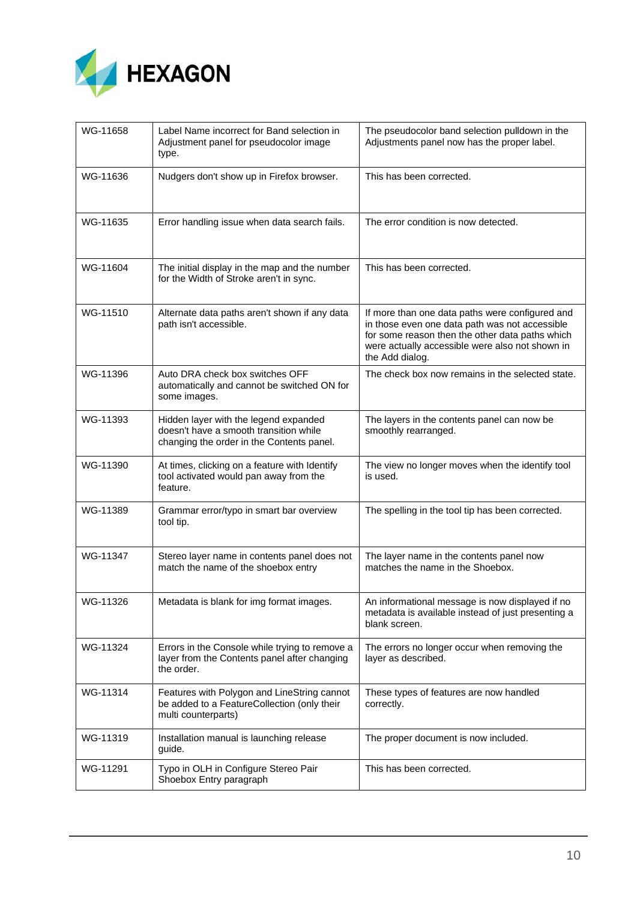| WG-11658 | Label Name incorrect for Band selection in Adjustment panel for pseudocolor image type. | The pseudocolor band selection pulldown in the Adjustments panel now has the proper label. |
|---|---|---|
| WG-11636 | Nudgers don't show up in Firefox browser. | This has been corrected. |
| WG-11635 | Error handling issue when data search fails. | The error condition is now detected. |
| WG-11604 | The initial display in the map and the number for the Width of Stroke aren't in sync. | This has been corrected. |
| WG-11510 | Alternate data paths aren't shown if any data path isn't accessible. | If more than one data paths were configured and in those even one data path was not accessible for some reason then the other data paths which were actually accessible were also not shown in the Add dialog. |
| WG-11396 | Auto DRA check box switches OFF automatically and cannot be switched ON for some images. | The check box now remains in the selected state. |
| WG-11393 | Hidden layer with the legend expanded doesn't have a smooth transition while changing the order in the Contents panel. | The layers in the contents panel can now be smoothly rearranged. |
| WG-11390 | At times, clicking on a feature with Identify tool activated would pan away from the feature. | The view no longer moves when the identify tool is used. |
| WG-11389 | Grammar error/typo in smart bar overview tool tip. | The spelling in the tool tip has been corrected. |
| WG-11347 | Stereo layer name in contents panel does not match the name of the shoebox entry | The layer name in the contents panel now matches the name in the Shoebox. |
| WG-11326 | Metadata is blank for img format images. | An informational message is now displayed if no metadata is available instead of just presenting a blank screen. |
| WG-11324 | Errors in the Console while trying to remove a layer from the Contents panel after changing the order. | The errors no longer occur when removing the layer as described. |
| WG-11314 | Features with Polygon and LineString cannot be added to a FeatureCollection (only their multi counterparts) | These types of features are now handled correctly. |
| WG-11319 | Installation manual is launching release guide. | The proper document is now included. |
| WG-11291 | Typo in OLH in Configure Stereo Pair Shoebox Entry paragraph | This has been corrected. |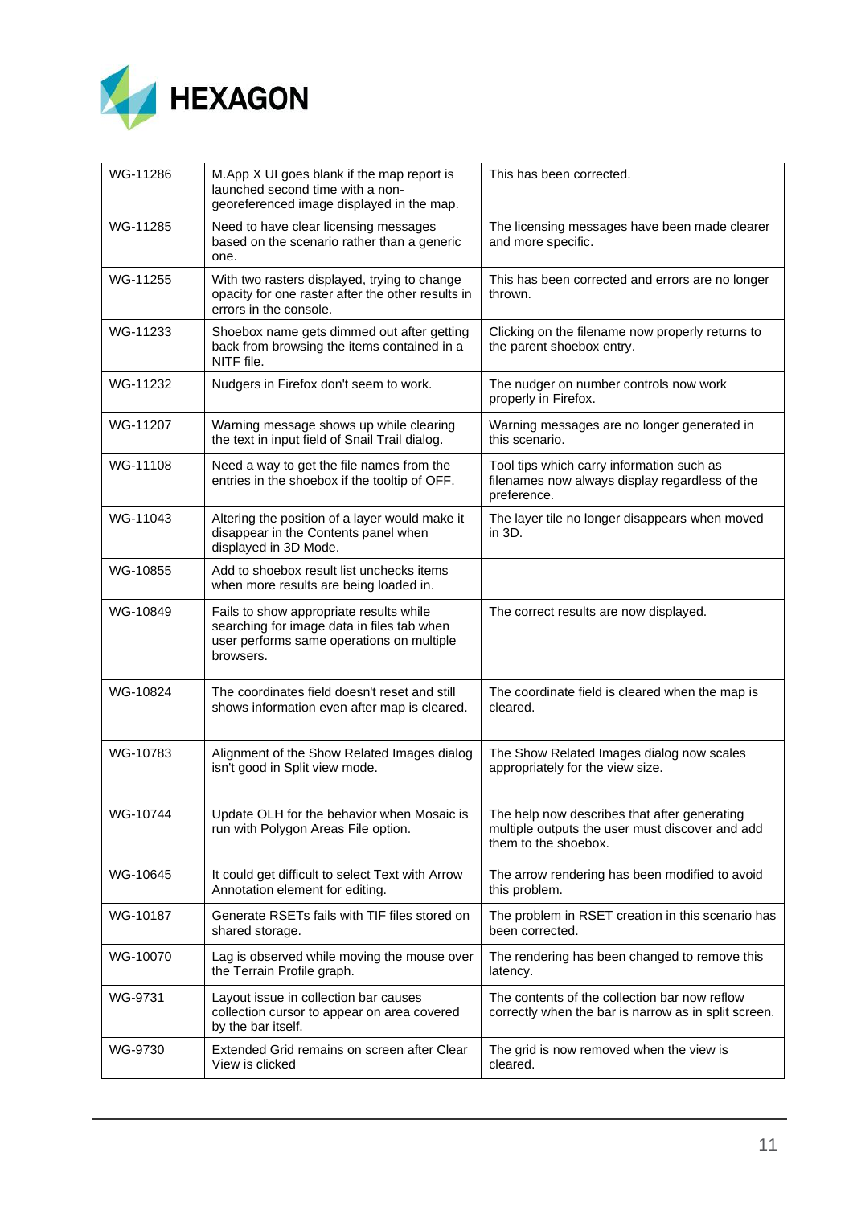| WG-11286 | M.App X UI goes blank if the map report is launched second time with a non-georeferenced image displayed in the map. | This has been corrected. |
| --- | --- | --- |
| WG-11285 | Need to have clear licensing messages based on the scenario rather than a generic one. | The licensing messages have been made clearer and more specific. |
| WG-11255 | With two rasters displayed, trying to change opacity for one raster after the other results in errors in the console. | This has been corrected and errors are no longer thrown. |
| WG-11233 | Shoebox name gets dimmed out after getting back from browsing the items contained in a NITF file. | Clicking on the filename now properly returns to the parent shoebox entry. |
| WG-11232 | Nudgers in Firefox don't seem to work. | The nudger on number controls now work properly in Firefox. |
| WG-11207 | Warning message shows up while clearing the text in input field of Snail Trail dialog. | Warning messages are no longer generated in this scenario. |
| WG-11108 | Need a way to get the file names from the entries in the shoebox if the tooltip of OFF. | Tool tips which carry information such as filenames now always display regardless of the preference. |
| WG-11043 | Altering the position of a layer would make it disappear in the Contents panel when displayed in 3D Mode. | The layer tile no longer disappears when moved in 3D. |
| WG-10855 | Add to shoebox result list unchecks items when more results are being loaded in. | |
| WG-10849 | Fails to show appropriate results while searching for image data in files tab when user performs same operations on multiple browsers. | The correct results are now displayed. |
| WG-10824 | The coordinates field doesn't reset and still shows information even after map is cleared. | The coordinate field is cleared when the map is cleared. |
| WG-10783 | Alignment of the Show Related Images dialog isn't good in Split view mode. | The Show Related Images dialog now scales appropriately for the view size. |
| WG-10744 | Update OLH for the behavior when Mosaic is run with Polygon Areas File option. | The help now describes that after generating multiple outputs the user must discover and add them to the shoebox. |
| WG-10645 | It could get difficult to select Text with Arrow Annotation element for editing. | The arrow rendering has been modified to avoid this problem. |
| WG-10187 | Generate RSETs fails with TIF files stored on shared storage. | The problem in RSET creation in this scenario has been corrected. |
| WG-10070 | Lag is observed while moving the mouse over the Terrain Profile graph. | The rendering has been changed to remove this latency. |
| WG-9731 | Layout issue in collection bar causes collection cursor to appear on area covered by the bar itself. | The contents of the collection bar now reflow correctly when the bar is narrow as in split screen. |
| WG-9730 | Extended Grid remains on screen after Clear View is clicked | The grid is now removed when the view is cleared. |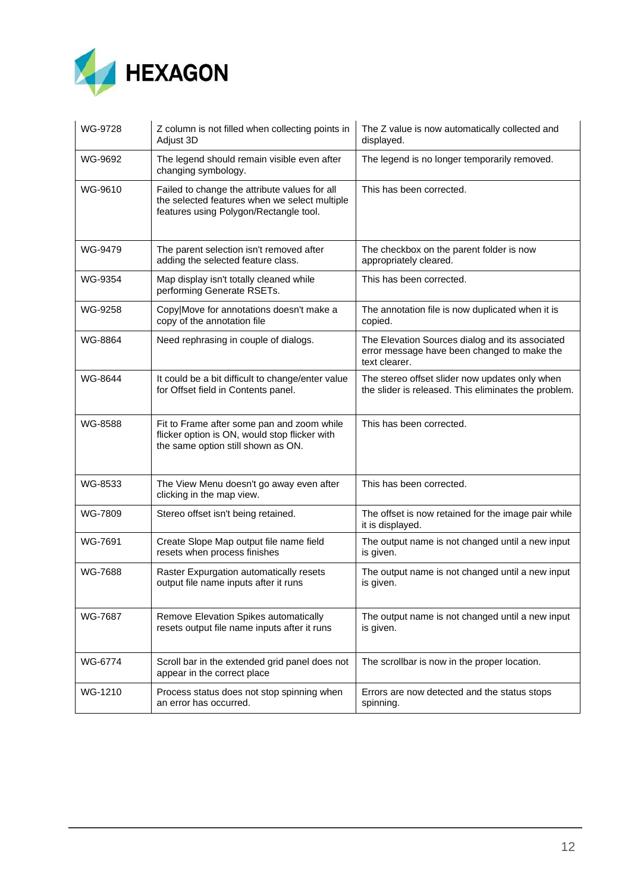| WG-9728 | Z column is not filled when collecting points in Adjust 3D | The Z value is now automatically collected and displayed. |
|---|---|---|
| WG-9692 | The legend should remain visible even after changing symbology. | The legend is no longer temporarily removed. |
| WG-9610 | Failed to change the attribute values for all the selected features when we select multiple features using Polygon/Rectangle tool. | This has been corrected. |
| WG-9479 | The parent selection isn't removed after adding the selected feature class. | The checkbox on the parent folder is now appropriately cleared. |
| WG-9354 | Map display isn't totally cleaned while performing Generate RSETs. | This has been corrected. |
| WG-9258 | Copy\|Move for annotations doesn't make a copy of the annotation file | The annotation file is now duplicated when it is copied. |
| WG-8864 | Need rephrasing in couple of dialogs. | The Elevation Sources dialog and its associated error message have been changed to make the text clearer. |
| WG-8644 | It could be a bit difficult to change/enter value for Offset field in Contents panel. | The stereo offset slider now updates only when the slider is released. This eliminates the problem. |
| WG-8588 | Fit to Frame after some pan and zoom while flicker option is ON, would stop flicker with the same option still shown as ON. | This has been corrected. |
| WG-8533 | The View Menu doesn't go away even after clicking in the map view. | This has been corrected. |
| WG-7809 | Stereo offset isn't being retained. | The offset is now retained for the image pair while it is displayed. |
| WG-7691 | Create Slope Map output file name field resets when process finishes | The output name is not changed until a new input is given. |
| WG-7688 | Raster Expurgation automatically resets output file name inputs after it runs | The output name is not changed until a new input is given. |
| WG-7687 | Remove Elevation Spikes automatically resets output file name inputs after it runs | The output name is not changed until a new input is given. |
| WG-6774 | Scroll bar in the extended grid panel does not appear in the correct place | The scrollbar is now in the proper location. |
| WG-1210 | Process status does not stop spinning when an error has occurred. | Errors are now detected and the status stops spinning. |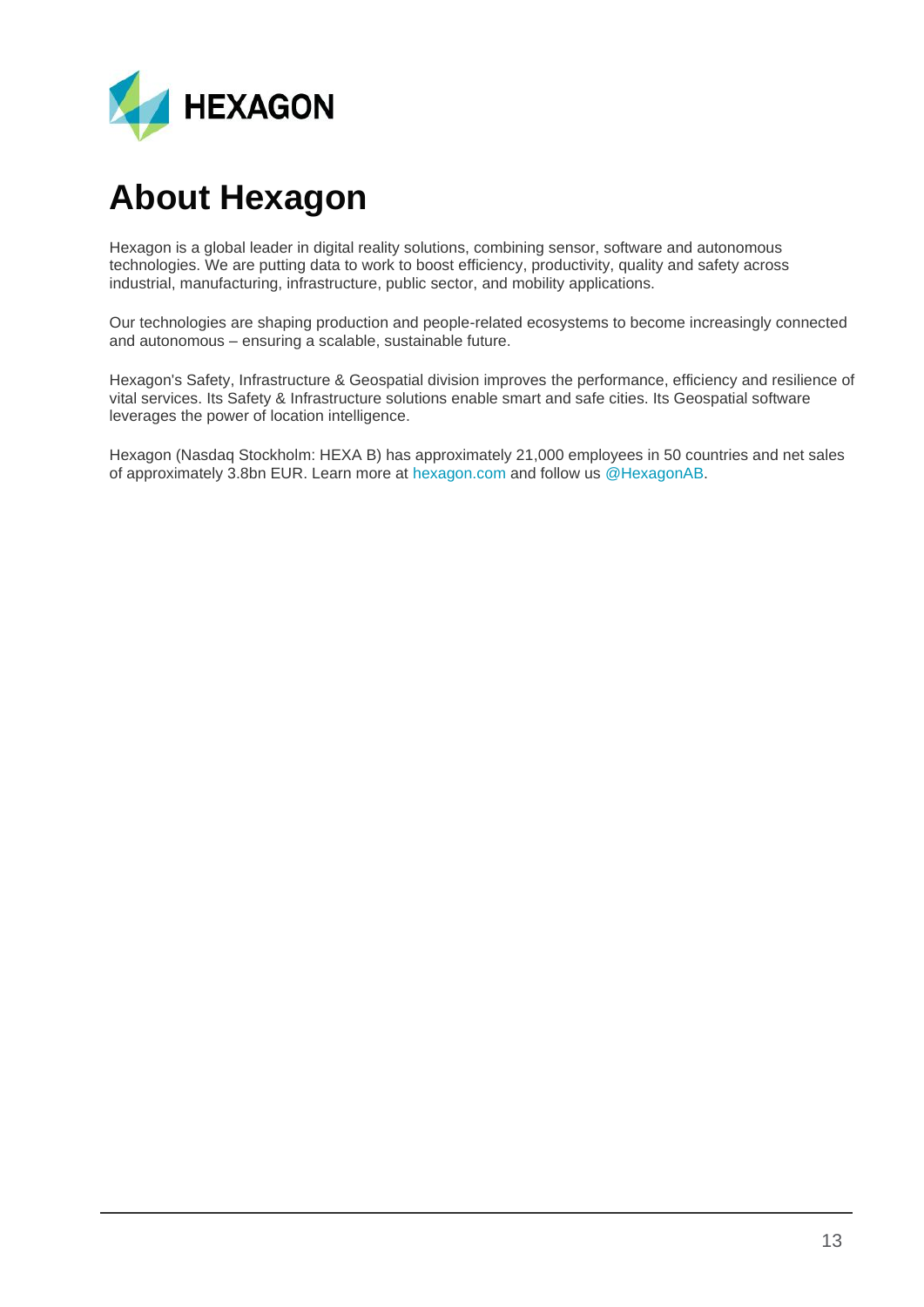# About Hexagon

Hexagon is a global leader in digital reality solutions, combining sensor, software and autonomous technologies. We are putting data to work to boost efficiency, productivity, quality and safety across industrial, manufacturing, infrastructure, public sector, and mobility applications.

Our technologies are shaping production and people-related ecosystems to become increasingly connected and autonomous – ensuring a scalable, sustainable future.

Hexagon's Safety, Infrastructure & Geospatial division improves the performance, efficiency and resilience of vital services. Its Safety & Infrastructure solutions enable smart and safe cities. Its Geospatial software leverages the power of location intelligence.

Hexagon (Nasdaq Stockholm: HEXA B) has approximately 21,000 employees in 50 countries and net sales of approximately 3.8bn EUR. Learn more at hexagon.com and follow us @HexagonAB.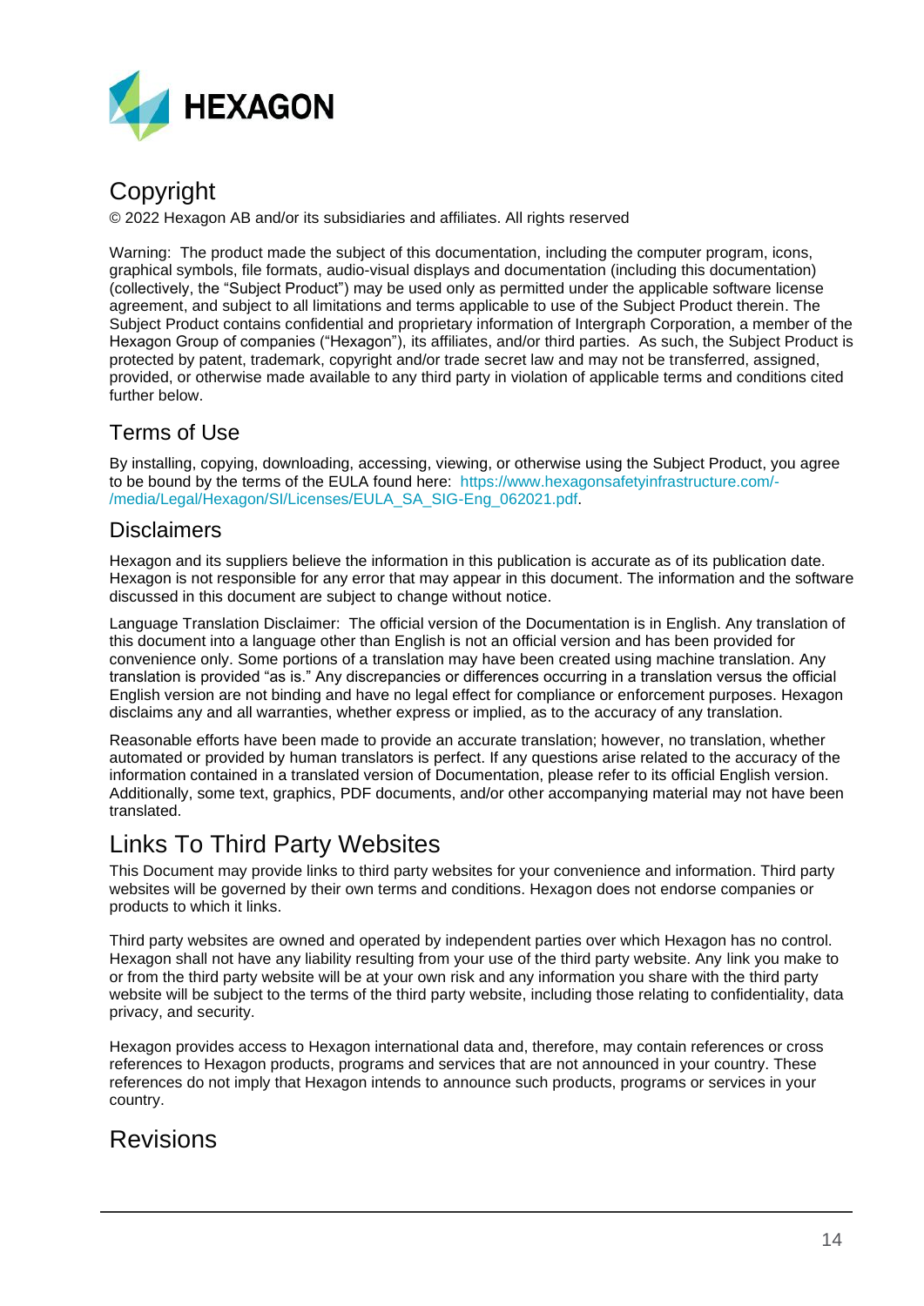## Copyright

© 2022 Hexagon AB and/or its subsidiaries and affiliates. All rights reserved

Warning: The product made the subject of this documentation, including the computer program, icons, graphical symbols, file formats, audio-visual displays and documentation (including this documentation) (collectively, the "Subject Product") may be used only as permitted under the applicable software license agreement, and subject to all limitations and terms applicable to use of the Subject Product therein. The Subject Product contains confidential and proprietary information of Intergraph Corporation, a member of the Hexagon Group of companies ("Hexagon"), its affiliates, and/or third parties. As such, the Subject Product is protected by patent, trademark, copyright and/or trade secret law and may not be transferred, assigned, provided, or otherwise made available to any third party in violation of applicable terms and conditions cited further below.

### Terms of Use

By installing, copying, downloading, accessing, viewing, or otherwise using the Subject Product, you agree to be bound by the terms of the EULA found here: https://www.hexagonsafetyinfrastructure.com/-/media/Legal/Hexagon/SI/Licenses/EULA_SA_SIG-Eng_062021.pdf.

### Disclaimers

Hexagon and its suppliers believe the information in this publication is accurate as of its publication date. Hexagon is not responsible for any error that may appear in this document. The information and the software discussed in this document are subject to change without notice.

Language Translation Disclaimer: The official version of the Documentation is in English. Any translation of this document into a language other than English is not an official version and has been provided for convenience only. Some portions of a translation may have been created using machine translation. Any translation is provided "as is." Any discrepancies or differences occurring in a translation versus the official English version are not binding and have no legal effect for compliance or enforcement purposes. Hexagon disclaims any and all warranties, whether express or implied, as to the accuracy of any translation.

Reasonable efforts have been made to provide an accurate translation; however, no translation, whether automated or provided by human translators is perfect. If any questions arise related to the accuracy of the information contained in a translated version of Documentation, please refer to its official English version. Additionally, some text, graphics, PDF documents, and/or other accompanying material may not have been translated.

## Links To Third Party Websites

This Document may provide links to third party websites for your convenience and information. Third party websites will be governed by their own terms and conditions. Hexagon does not endorse companies or products to which it links.

Third party websites are owned and operated by independent parties over which Hexagon has no control. Hexagon shall not have any liability resulting from your use of the third party website. Any link you make to or from the third party website will be at your own risk and any information you share with the third party website will be subject to the terms of the third party website, including those relating to confidentiality, data privacy, and security.

Hexagon provides access to Hexagon international data and, therefore, may contain references or cross references to Hexagon products, programs and services that are not announced in your country. These references do not imply that Hexagon intends to announce such products, programs or services in your country.

## Revisions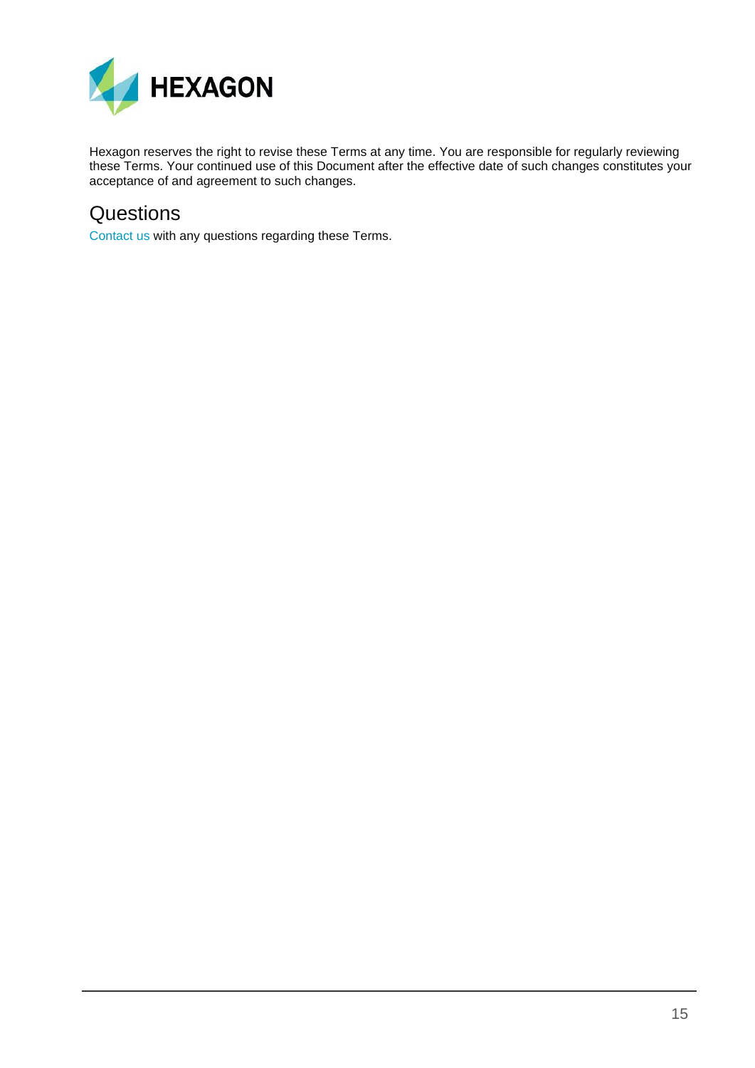Hexagon reserves the right to revise these Terms at any time. You are responsible for regularly reviewing these Terms. Your continued use of this Document after the effective date of such changes constitutes your acceptance of and agreement to such changes.

## Questions

Contact us with any questions regarding these Terms.